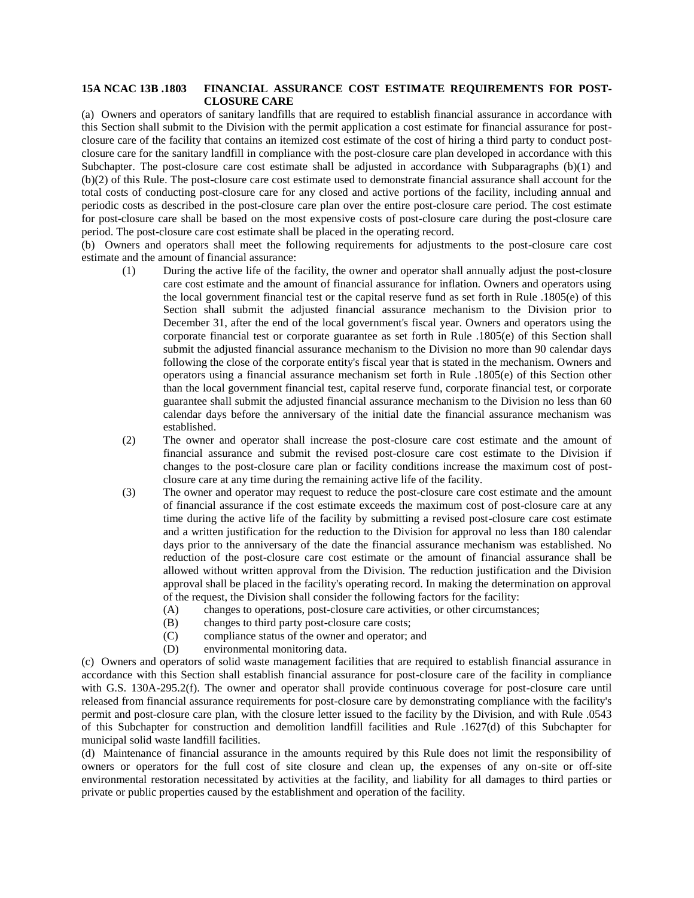**15A NCAC 13B .1803 FINANCIAL ASSURANCE COST ESTIMATE REQUIREMENTS FOR POST-CLOSURE CARE**

(a) Owners and operators of sanitary landfills that are required to establish financial assurance in accordance with this Section shall submit to the Division with the permit application a cost estimate for financial assurance for post-closure care of the facility that contains an itemized cost estimate of the cost of hiring a third party to conduct post-closure care for the sanitary landfill in compliance with the post-closure care plan developed in accordance with this Subchapter. The post-closure care cost estimate shall be adjusted in accordance with Subparagraphs (b)(1) and (b)(2) of this Rule. The post-closure care cost estimate used to demonstrate financial assurance shall account for the total costs of conducting post-closure care for any closed and active portions of the facility, including annual and periodic costs as described in the post-closure care plan over the entire post-closure care period. The cost estimate for post-closure care shall be based on the most expensive costs of post-closure care during the post-closure care period. The post-closure care cost estimate shall be placed in the operating record.

(b) Owners and operators shall meet the following requirements for adjustments to the post-closure care cost estimate and the amount of financial assurance:

(1) During the active life of the facility, the owner and operator shall annually adjust the post-closure care cost estimate and the amount of financial assurance for inflation. Owners and operators using the local government financial test or the capital reserve fund as set forth in Rule .1805(e) of this Section shall submit the adjusted financial assurance mechanism to the Division prior to December 31, after the end of the local government's fiscal year. Owners and operators using the corporate financial test or corporate guarantee as set forth in Rule .1805(e) of this Section shall submit the adjusted financial assurance mechanism to the Division no more than 90 calendar days following the close of the corporate entity's fiscal year that is stated in the mechanism. Owners and operators using a financial assurance mechanism set forth in Rule .1805(e) of this Section other than the local government financial test, capital reserve fund, corporate financial test, or corporate guarantee shall submit the adjusted financial assurance mechanism to the Division no less than 60 calendar days before the anniversary of the initial date the financial assurance mechanism was established.

(2) The owner and operator shall increase the post-closure care cost estimate and the amount of financial assurance and submit the revised post-closure care cost estimate to the Division if changes to the post-closure care plan or facility conditions increase the maximum cost of post-closure care at any time during the remaining active life of the facility.

(3) The owner and operator may request to reduce the post-closure care cost estimate and the amount of financial assurance if the cost estimate exceeds the maximum cost of post-closure care at any time during the active life of the facility by submitting a revised post-closure care cost estimate and a written justification for the reduction to the Division for approval no less than 180 calendar days prior to the anniversary of the date the financial assurance mechanism was established. No reduction of the post-closure care cost estimate or the amount of financial assurance shall be allowed without written approval from the Division. The reduction justification and the Division approval shall be placed in the facility's operating record. In making the determination on approval of the request, the Division shall consider the following factors for the facility:

(A) changes to operations, post-closure care activities, or other circumstances;

(B) changes to third party post-closure care costs;

(C) compliance status of the owner and operator; and

(D) environmental monitoring data.

(c) Owners and operators of solid waste management facilities that are required to establish financial assurance in accordance with this Section shall establish financial assurance for post-closure care of the facility in compliance with G.S. 130A-295.2(f). The owner and operator shall provide continuous coverage for post-closure care until released from financial assurance requirements for post-closure care by demonstrating compliance with the facility's permit and post-closure care plan, with the closure letter issued to the facility by the Division, and with Rule .0543 of this Subchapter for construction and demolition landfill facilities and Rule .1627(d) of this Subchapter for municipal solid waste landfill facilities.

(d) Maintenance of financial assurance in the amounts required by this Rule does not limit the responsibility of owners or operators for the full cost of site closure and clean up, the expenses of any on-site or off-site environmental restoration necessitated by activities at the facility, and liability for all damages to third parties or private or public properties caused by the establishment and operation of the facility.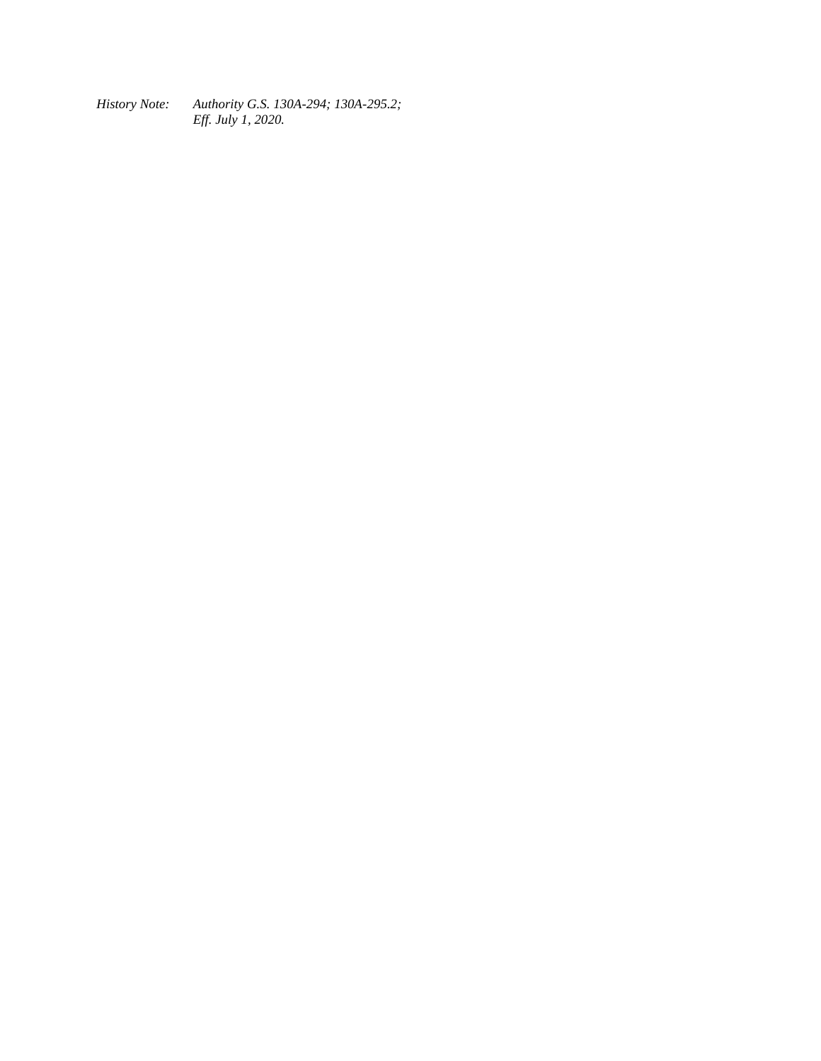*History Note: Authority G.S. 130A-294; 130A-295.2;*
*Eff. July 1, 2020.*